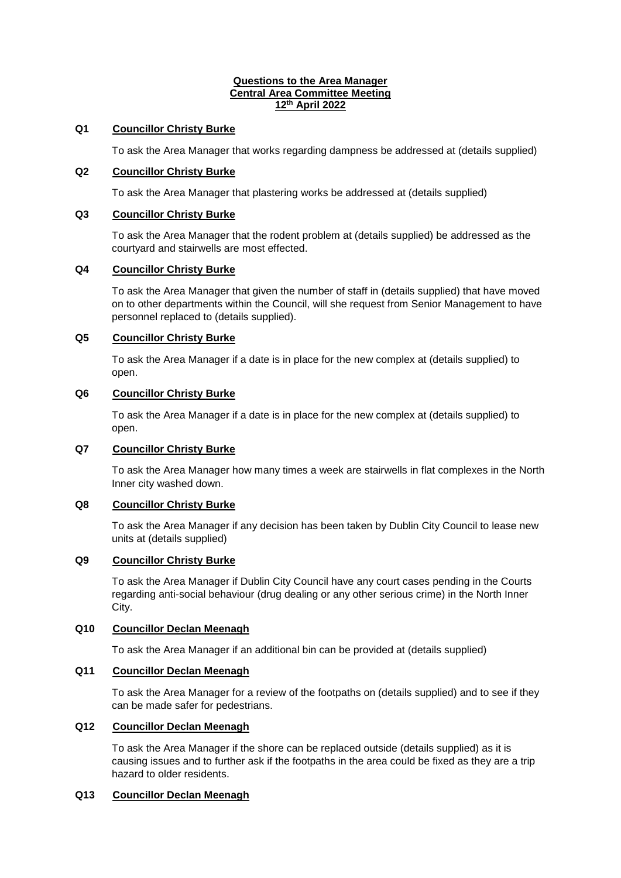**Questions to the Area Manager**
**Central Area Committee Meeting**
**12th April 2022**

**Q1 Councillor Christy Burke**

To ask the Area Manager that works regarding dampness be addressed at (details supplied)

**Q2 Councillor Christy Burke**

To ask the Area Manager that plastering works be addressed at (details supplied)

**Q3 Councillor Christy Burke**

To ask the Area Manager that the rodent problem at (details supplied) be addressed as the courtyard and stairwells are most effected.

**Q4 Councillor Christy Burke**

To ask the Area Manager that given the number of staff in (details supplied) that have moved on to other departments within the Council, will she request from Senior Management to have personnel replaced to (details supplied).

**Q5 Councillor Christy Burke**

To ask the Area Manager if a date is in place for the new complex at (details supplied) to open.

**Q6 Councillor Christy Burke**

To ask the Area Manager if a date is in place for the new complex at (details supplied) to open.

**Q7 Councillor Christy Burke**

To ask the Area Manager how many times a week are stairwells in flat complexes in the North Inner city washed down.

**Q8 Councillor Christy Burke**

To ask the Area Manager if any decision has been taken by Dublin City Council to lease new units at (details supplied)

**Q9 Councillor Christy Burke**

To ask the Area Manager if Dublin City Council have any court cases pending in the Courts regarding anti-social behaviour (drug dealing or any other serious crime) in the North Inner City.

**Q10 Councillor Declan Meenagh**

To ask the Area Manager if an additional bin can be provided at (details supplied)

**Q11 Councillor Declan Meenagh**

To ask the Area Manager for a review of the footpaths on (details supplied) and to see if they can be made safer for pedestrians.

**Q12 Councillor Declan Meenagh**

To ask the Area Manager if the shore can be replaced outside (details supplied) as it is causing issues and to further ask if the footpaths in the area could be fixed as they are a trip hazard to older residents.

**Q13 Councillor Declan Meenagh**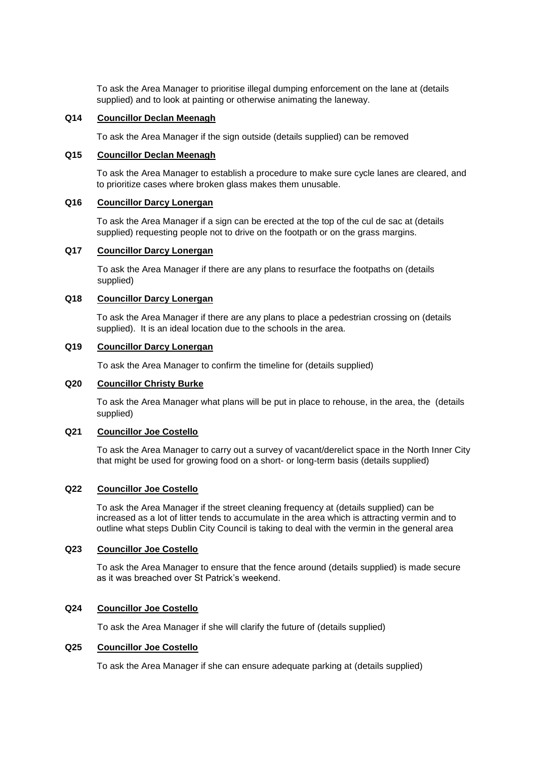To ask the Area Manager to prioritise illegal dumping enforcement on the lane at (details supplied) and to look at painting or otherwise animating the laneway.

**Q14 <u>Councillor Declan Meenagh</u>**

To ask the Area Manager if the sign outside (details supplied) can be removed

**Q15 <u>Councillor Declan Meenagh</u>**

To ask the Area Manager to establish a procedure to make sure cycle lanes are cleared, and to prioritize cases where broken glass makes them unusable.

**Q16 <u>Councillor Darcy Lonergan</u>**

To ask the Area Manager if a sign can be erected at the top of the cul de sac at (details supplied) requesting people not to drive on the footpath or on the grass margins.

**Q17 <u>Councillor Darcy Lonergan</u>**

To ask the Area Manager if there are any plans to resurface the footpaths on (details supplied)

**Q18 <u>Councillor Darcy Lonergan</u>**

To ask the Area Manager if there are any plans to place a pedestrian crossing on (details supplied). It is an ideal location due to the schools in the area.

**Q19 <u>Councillor Darcy Lonergan</u>**

To ask the Area Manager to confirm the timeline for (details supplied)

**Q20 <u>Councillor Christy Burke</u>**

To ask the Area Manager what plans will be put in place to rehouse, in the area, the (details supplied)

**Q21 <u>Councillor Joe Costello</u>**

To ask the Area Manager to carry out a survey of vacant/derelict space in the North Inner City that might be used for growing food on a short- or long-term basis (details supplied)

**Q22 <u>Councillor Joe Costello</u>**

To ask the Area Manager if the street cleaning frequency at (details supplied) can be increased as a lot of litter tends to accumulate in the area which is attracting vermin and to outline what steps Dublin City Council is taking to deal with the vermin in the general area

**Q23 <u>Councillor Joe Costello</u>**

To ask the Area Manager to ensure that the fence around (details supplied) is made secure as it was breached over St Patrick's weekend.

**Q24 <u>Councillor Joe Costello</u>**

To ask the Area Manager if she will clarify the future of (details supplied)

**Q25 <u>Councillor Joe Costello</u>**

To ask the Area Manager if she can ensure adequate parking at (details supplied)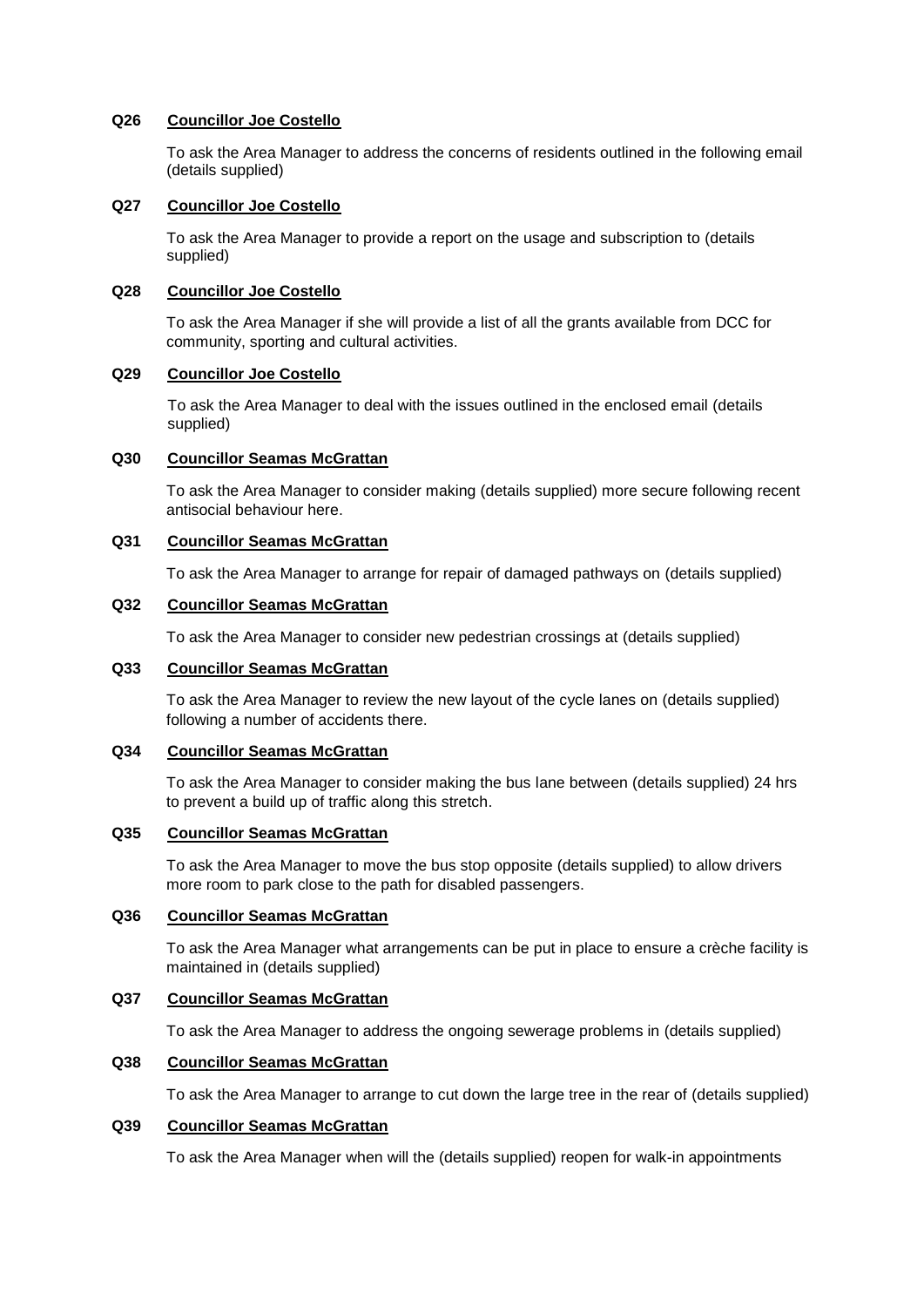**Q26 Councillor Joe Costello**

To ask the Area Manager to address the concerns of residents outlined in the following email (details supplied)

**Q27 Councillor Joe Costello**

To ask the Area Manager to provide a report on the usage and subscription to (details supplied)

**Q28 Councillor Joe Costello**

To ask the Area Manager if she will provide a list of all the grants available from DCC for community, sporting and cultural activities.

**Q29 Councillor Joe Costello**

To ask the Area Manager to deal with the issues outlined in the enclosed email (details supplied)

**Q30 Councillor Seamas McGrattan**

To ask the Area Manager to consider making (details supplied) more secure following recent antisocial behaviour here.

**Q31 Councillor Seamas McGrattan**

To ask the Area Manager to arrange for repair of damaged pathways on (details supplied)

**Q32 Councillor Seamas McGrattan**

To ask the Area Manager to consider new pedestrian crossings at (details supplied)

**Q33 Councillor Seamas McGrattan**

To ask the Area Manager to review the new layout of the cycle lanes on (details supplied) following a number of accidents there.

**Q34 Councillor Seamas McGrattan**

To ask the Area Manager to consider making the bus lane between (details supplied) 24 hrs to prevent a build up of traffic along this stretch.

**Q35 Councillor Seamas McGrattan**

To ask the Area Manager to move the bus stop opposite (details supplied) to allow drivers more room to park close to the path for disabled passengers.

**Q36 Councillor Seamas McGrattan**

To ask the Area Manager what arrangements can be put in place to ensure a crèche facility is maintained in (details supplied)

**Q37 Councillor Seamas McGrattan**

To ask the Area Manager to address the ongoing sewerage problems in (details supplied)

**Q38 Councillor Seamas McGrattan**

To ask the Area Manager to arrange to cut down the large tree in the rear of (details supplied)

**Q39 Councillor Seamas McGrattan**

To ask the Area Manager when will the (details supplied) reopen for walk-in appointments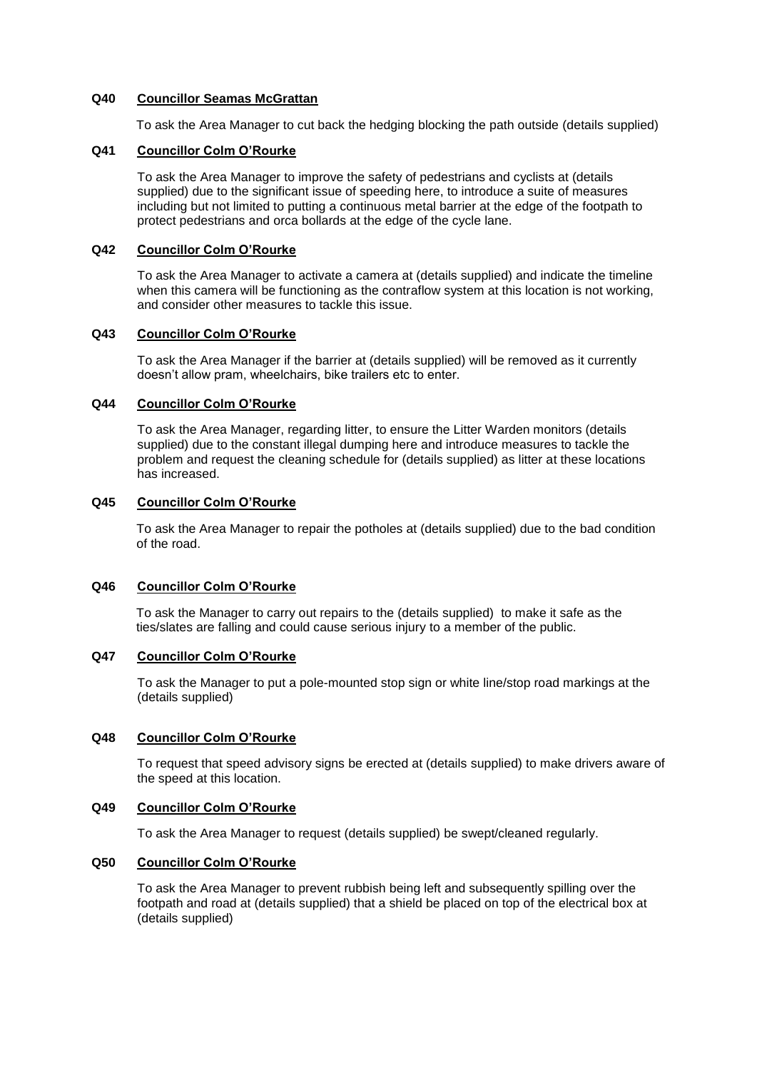**Q40 Councillor Seamas McGrattan**

To ask the Area Manager to cut back the hedging blocking the path outside (details supplied)

**Q41 Councillor Colm O'Rourke**

To ask the Area Manager to improve the safety of pedestrians and cyclists at (details supplied) due to the significant issue of speeding here, to introduce a suite of measures including but not limited to putting a continuous metal barrier at the edge of the footpath to protect pedestrians and orca bollards at the edge of the cycle lane.

**Q42 Councillor Colm O'Rourke**

To ask the Area Manager to activate a camera at (details supplied) and indicate the timeline when this camera will be functioning as the contraflow system at this location is not working, and consider other measures to tackle this issue.

**Q43 Councillor Colm O'Rourke**

To ask the Area Manager if the barrier at (details supplied) will be removed as it currently doesn't allow pram, wheelchairs, bike trailers etc to enter.

**Q44 Councillor Colm O'Rourke**

To ask the Area Manager, regarding litter, to ensure the Litter Warden monitors (details supplied) due to the constant illegal dumping here and introduce measures to tackle the problem and request the cleaning schedule for (details supplied) as litter at these locations has increased.

**Q45 Councillor Colm O'Rourke**

To ask the Area Manager to repair the potholes at (details supplied) due to the bad condition of the road.

**Q46 Councillor Colm O'Rourke**

To ask the Manager to carry out repairs to the (details supplied) to make it safe as the ties/slates are falling and could cause serious injury to a member of the public.

**Q47 Councillor Colm O'Rourke**

To ask the Manager to put a pole-mounted stop sign or white line/stop road markings at the (details supplied)

**Q48 Councillor Colm O'Rourke**

To request that speed advisory signs be erected at (details supplied) to make drivers aware of the speed at this location.

**Q49 Councillor Colm O'Rourke**

To ask the Area Manager to request (details supplied) be swept/cleaned regularly.

**Q50 Councillor Colm O'Rourke**

To ask the Area Manager to prevent rubbish being left and subsequently spilling over the footpath and road at (details supplied) that a shield be placed on top of the electrical box at (details supplied)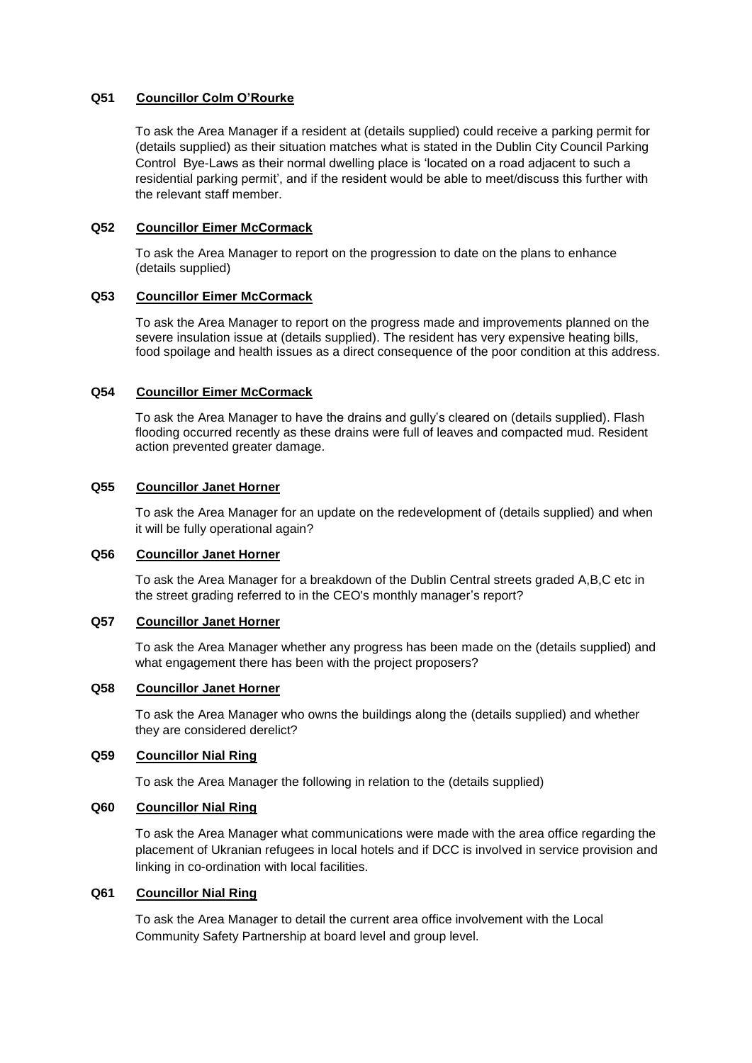**Q51 Councillor Colm O'Rourke**

To ask the Area Manager if a resident at (details supplied) could receive a parking permit for (details supplied) as their situation matches what is stated in the Dublin City Council Parking Control Bye-Laws as their normal dwelling place is 'located on a road adjacent to such a residential parking permit', and if the resident would be able to meet/discuss this further with the relevant staff member.

**Q52 Councillor Eimer McCormack**

To ask the Area Manager to report on the progression to date on the plans to enhance (details supplied)

**Q53 Councillor Eimer McCormack**

To ask the Area Manager to report on the progress made and improvements planned on the severe insulation issue at (details supplied). The resident has very expensive heating bills, food spoilage and health issues as a direct consequence of the poor condition at this address.

**Q54 Councillor Eimer McCormack**

To ask the Area Manager to have the drains and gully's cleared on (details supplied). Flash flooding occurred recently as these drains were full of leaves and compacted mud. Resident action prevented greater damage.

**Q55 Councillor Janet Horner**

To ask the Area Manager for an update on the redevelopment of (details supplied) and when it will be fully operational again?

**Q56 Councillor Janet Horner**

To ask the Area Manager for a breakdown of the Dublin Central streets graded A,B,C etc in the street grading referred to in the CEO's monthly manager's report?

**Q57 Councillor Janet Horner**

To ask the Area Manager whether any progress has been made on the (details supplied) and what engagement there has been with the project proposers?

**Q58 Councillor Janet Horner**

To ask the Area Manager who owns the buildings along the (details supplied) and whether they are considered derelict?

**Q59 Councillor Nial Ring**

To ask the Area Manager the following in relation to the (details supplied)

**Q60 Councillor Nial Ring**

To ask the Area Manager what communications were made with the area office regarding the placement of Ukranian refugees in local hotels and if DCC is involved in service provision and linking in co-ordination with local facilities.

**Q61 Councillor Nial Ring**

To ask the Area Manager to detail the current area office involvement with the Local Community Safety Partnership at board level and group level.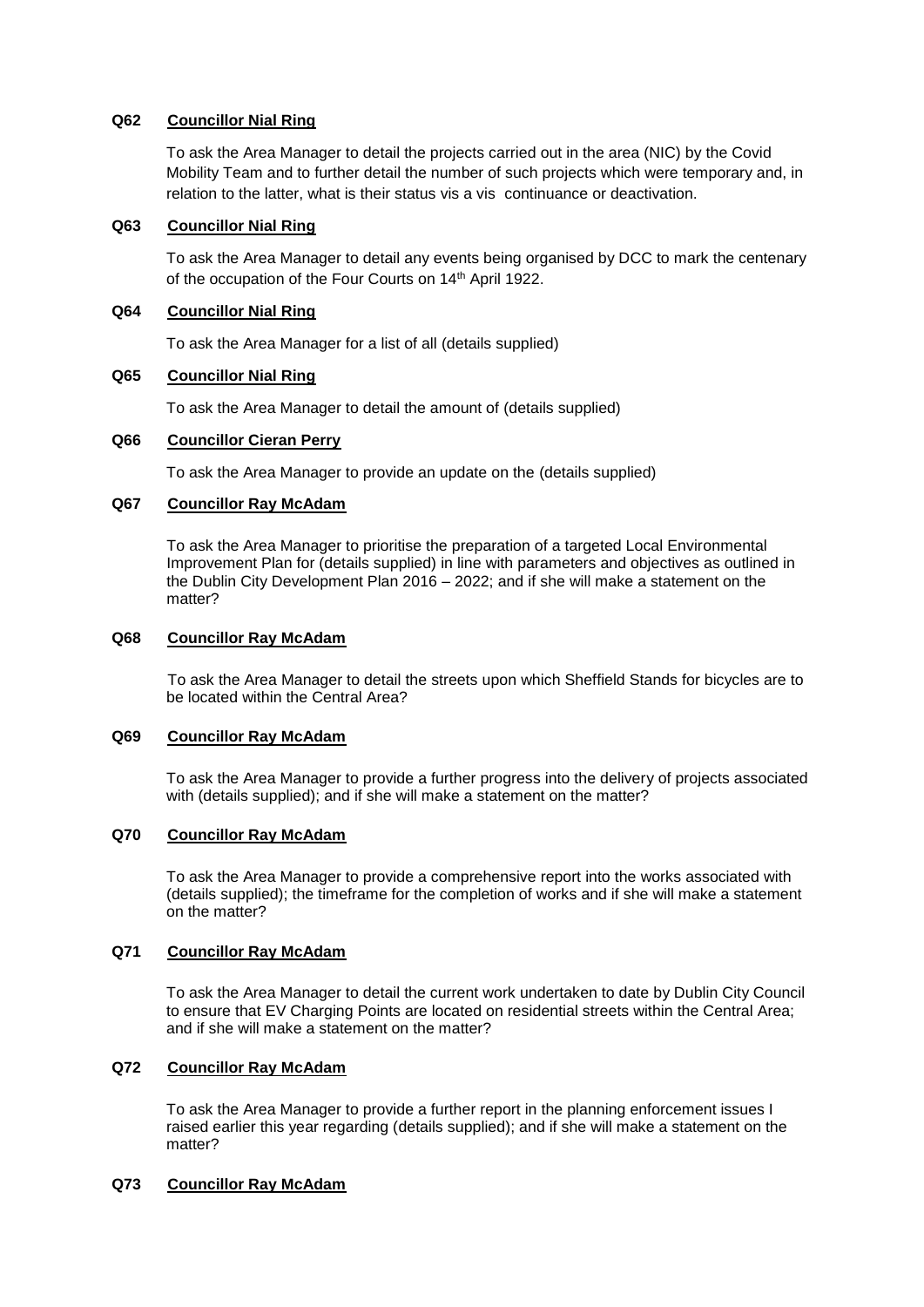**Q62 Councillor Nial Ring**

To ask the Area Manager to detail the projects carried out in the area (NIC) by the Covid Mobility Team and to further detail the number of such projects which were temporary and, in relation to the latter, what is their status vis a vis continuance or deactivation.

**Q63 Councillor Nial Ring**

To ask the Area Manager to detail any events being organised by DCC to mark the centenary of the occupation of the Four Courts on 14th April 1922.

**Q64 Councillor Nial Ring**

To ask the Area Manager for a list of all (details supplied)

**Q65 Councillor Nial Ring**

To ask the Area Manager to detail the amount of (details supplied)

**Q66 Councillor Cieran Perry**

To ask the Area Manager to provide an update on the (details supplied)

**Q67 Councillor Ray McAdam**

To ask the Area Manager to prioritise the preparation of a targeted Local Environmental Improvement Plan for (details supplied) in line with parameters and objectives as outlined in the Dublin City Development Plan 2016 – 2022; and if she will make a statement on the matter?

**Q68 Councillor Ray McAdam**

To ask the Area Manager to detail the streets upon which Sheffield Stands for bicycles are to be located within the Central Area?

**Q69 Councillor Ray McAdam**

To ask the Area Manager to provide a further progress into the delivery of projects associated with (details supplied); and if she will make a statement on the matter?

**Q70 Councillor Ray McAdam**

To ask the Area Manager to provide a comprehensive report into the works associated with (details supplied); the timeframe for the completion of works and if she will make a statement on the matter?

**Q71 Councillor Ray McAdam**

To ask the Area Manager to detail the current work undertaken to date by Dublin City Council to ensure that EV Charging Points are located on residential streets within the Central Area; and if she will make a statement on the matter?

**Q72 Councillor Ray McAdam**

To ask the Area Manager to provide a further report in the planning enforcement issues I raised earlier this year regarding (details supplied); and if she will make a statement on the matter?

**Q73 Councillor Ray McAdam**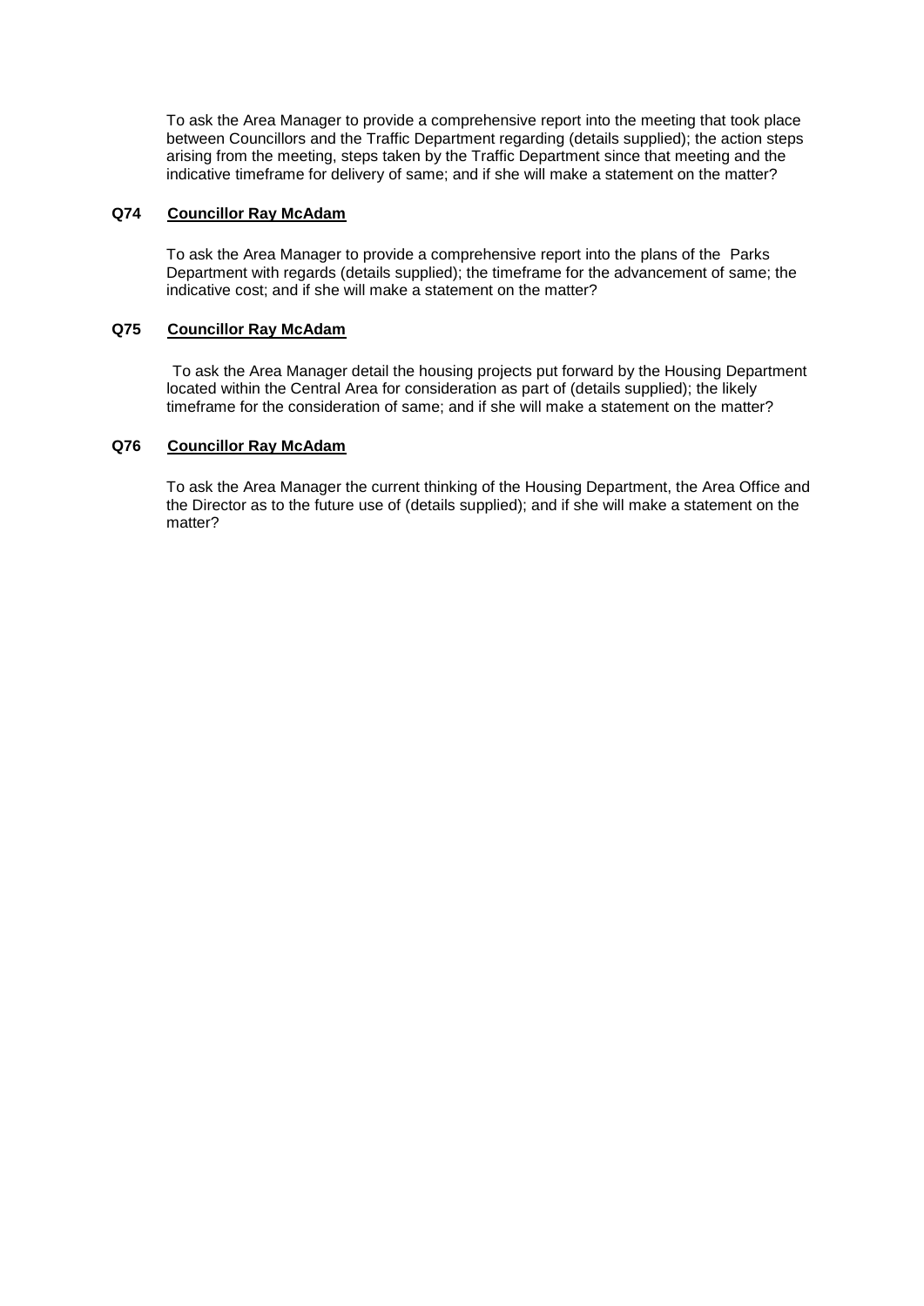To ask the Area Manager to provide a comprehensive report into the meeting that took place between Councillors and the Traffic Department regarding (details supplied); the action steps arising from the meeting, steps taken by the Traffic Department since that meeting and the indicative timeframe for delivery of same; and if she will make a statement on the matter?

**Q74 Councillor Ray McAdam**

To ask the Area Manager to provide a comprehensive report into the plans of the Parks Department with regards (details supplied); the timeframe for the advancement of same; the indicative cost; and if she will make a statement on the matter?

**Q75 Councillor Ray McAdam**

To ask the Area Manager detail the housing projects put forward by the Housing Department located within the Central Area for consideration as part of (details supplied); the likely timeframe for the consideration of same; and if she will make a statement on the matter?

**Q76 Councillor Ray McAdam**

To ask the Area Manager the current thinking of the Housing Department, the Area Office and the Director as to the future use of (details supplied); and if she will make a statement on the matter?